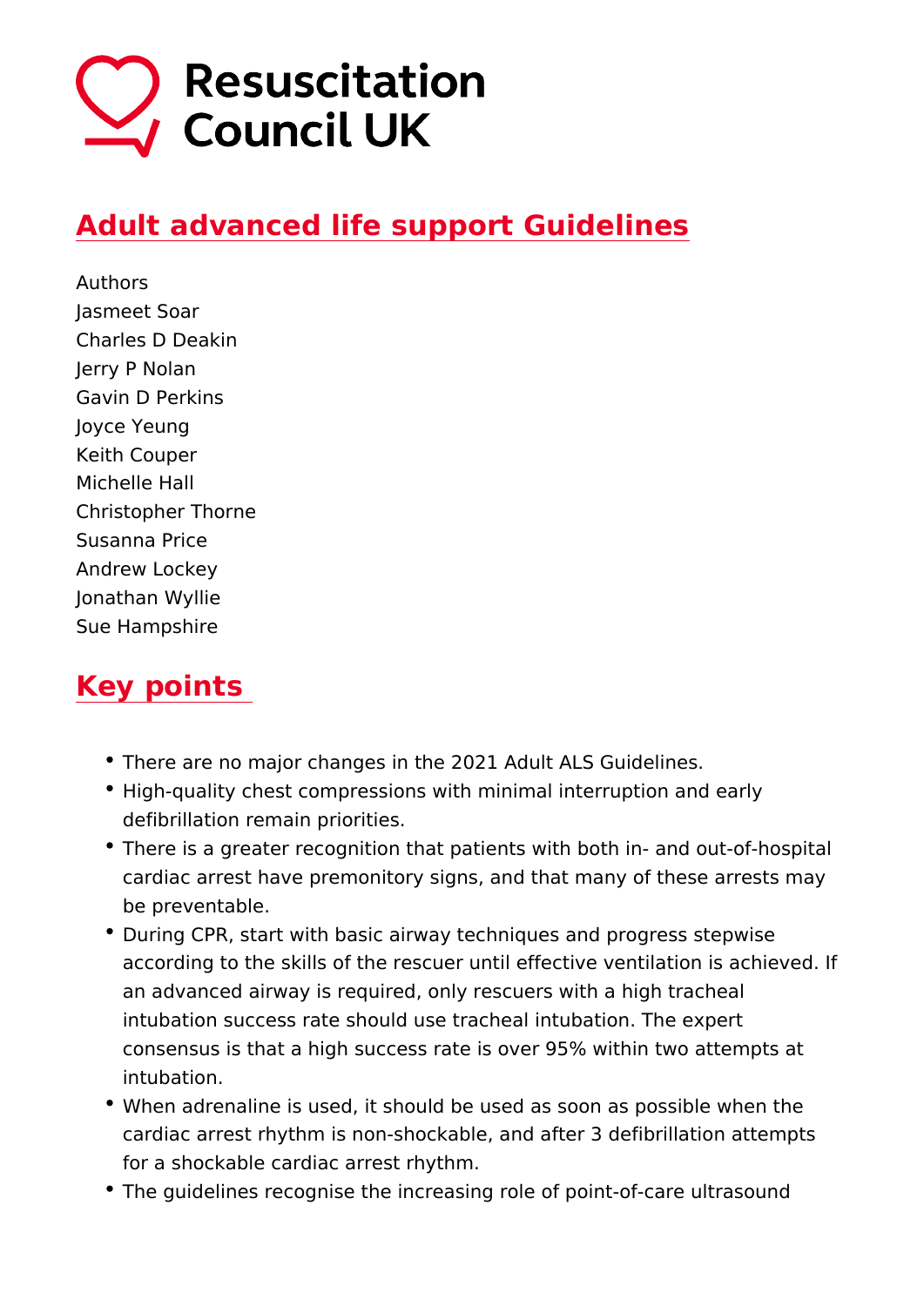Resuscitation Council UK

# Adult advanced life support Guidelines

Authors
Jasmeet Soar
Charles D Deakin
Jerry P Nolan
Gavin D Perkins
Joyce Yeung
Keith Couper
Michelle Hall
Christopher Thorne
Susanna Price
Andrew Lockey
Jonathan Wyllie
Sue Hampshire

## Key points

- There are no major changes in the 2021 Adult ALS Guidelines.
- High-quality chest compressions with minimal interruption and early defibrillation remain priorities.
- There is a greater recognition that patients with both in- and out-of-hospital cardiac arrest have premonitory signs, and that many of these arrests may be preventable.
- During CPR, start with basic airway techniques and progress stepwise according to the skills of the rescuer until effective ventilation is achieved. If an advanced airway is required, only rescuers with a high tracheal intubation success rate should use tracheal intubation. The expert consensus is that a high success rate is over 95% within two attempts at intubation.
- When adrenaline is used, it should be used as soon as possible when the cardiac arrest rhythm is non-shockable, and after 3 defibrillation attempts for a shockable cardiac arrest rhythm.
- The guidelines recognise the increasing role of point-of-care ultrasound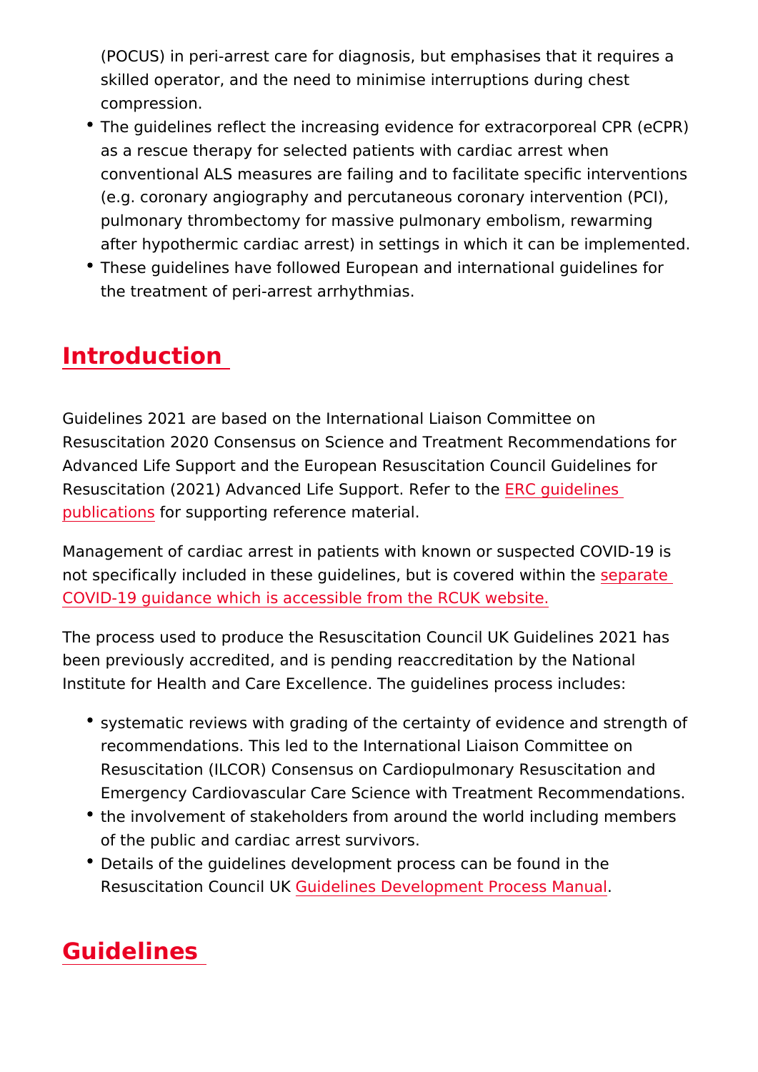(POCUS) in peri-arrest care for diagnosis, but emphasises that it requires a skilled operator, and the need to minimise interruptions during chest compression.

- The guidelines reflect the increasing evidence for extracorporeal CPR (eCPR) as a rescue therapy for selected patients with cardiac arrest when conventional ALS measures are failing and to facilitate specific interventions (e.g. coronary angiography and percutaneous coronary intervention (PCI), pulmonary thrombectomy for massive pulmonary embolism, rewarming after hypothermic cardiac arrest) in settings in which it can be implemented.
- These guidelines have followed European and international guidelines for the treatment of peri-arrest arrhythmias.

## Introduction

Guidelines 2021 are based on the International Liaison Committee on Resuscitation 2020 Consensus on Science and Treatment Recommendations for Advanced Life Support and the European Resuscitation Council Guidelines for Resuscitation (2021) Advanced Life Support. Refer to the ERC guidelines publications for supporting reference material.

Management of cardiac arrest in patients with known or suspected COVID-19 is not specifically included in these guidelines, but is covered within the separate COVID-19 guidance which is accessible from the RCUK website.

The process used to produce the Resuscitation Council UK Guidelines 2021 has been previously accredited, and is pending reaccreditation by the National Institute for Health and Care Excellence. The guidelines process includes:

- systematic reviews with grading of the certainty of evidence and strength of recommendations. This led to the International Liaison Committee on Resuscitation (ILCOR) Consensus on Cardiopulmonary Resuscitation and Emergency Cardiovascular Care Science with Treatment Recommendations.
- the involvement of stakeholders from around the world including members of the public and cardiac arrest survivors.
- Details of the guidelines development process can be found in the Resuscitation Council UK Guidelines Development Process Manual.

## Guidelines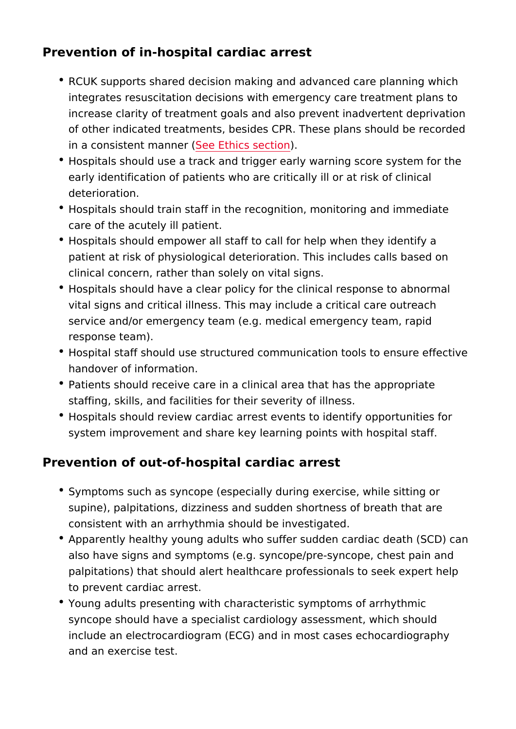## Prevention of in-hospital cardiac arrest

- RCUK supports shared decision making and advanced care planning which integrates resuscitation decisions with emergency care treatment plans to increase clarity of treatment goals and also prevent inadvertent deprivation of other indicated treatments, besides CPR. These plans should be recorded in a consistent manner (See Ethics section).
- Hospitals should use a track and trigger early warning score system for the early identification of patients who are critically ill or at risk of clinical deterioration.
- Hospitals should train staff in the recognition, monitoring and immediate care of the acutely ill patient.
- Hospitals should empower all staff to call for help when they identify a patient at risk of physiological deterioration. This includes calls based on clinical concern, rather than solely on vital signs.
- Hospitals should have a clear policy for the clinical response to abnormal vital signs and critical illness. This may include a critical care outreach service and/or emergency team (e.g. medical emergency team, rapid response team).
- Hospital staff should use structured communication tools to ensure effective handover of information.
- Patients should receive care in a clinical area that has the appropriate staffing, skills, and facilities for their severity of illness.
- Hospitals should review cardiac arrest events to identify opportunities for system improvement and share key learning points with hospital staff.

## Prevention of out-of-hospital cardiac arrest

- Symptoms such as syncope (especially during exercise, while sitting or supine), palpitations, dizziness and sudden shortness of breath that are consistent with an arrhythmia should be investigated.
- Apparently healthy young adults who suffer sudden cardiac death (SCD) can also have signs and symptoms (e.g. syncope/pre-syncope, chest pain and palpitations) that should alert healthcare professionals to seek expert help to prevent cardiac arrest.
- Young adults presenting with characteristic symptoms of arrhythmic syncope should have a specialist cardiology assessment, which should include an electrocardiogram (ECG) and in most cases echocardiography and an exercise test.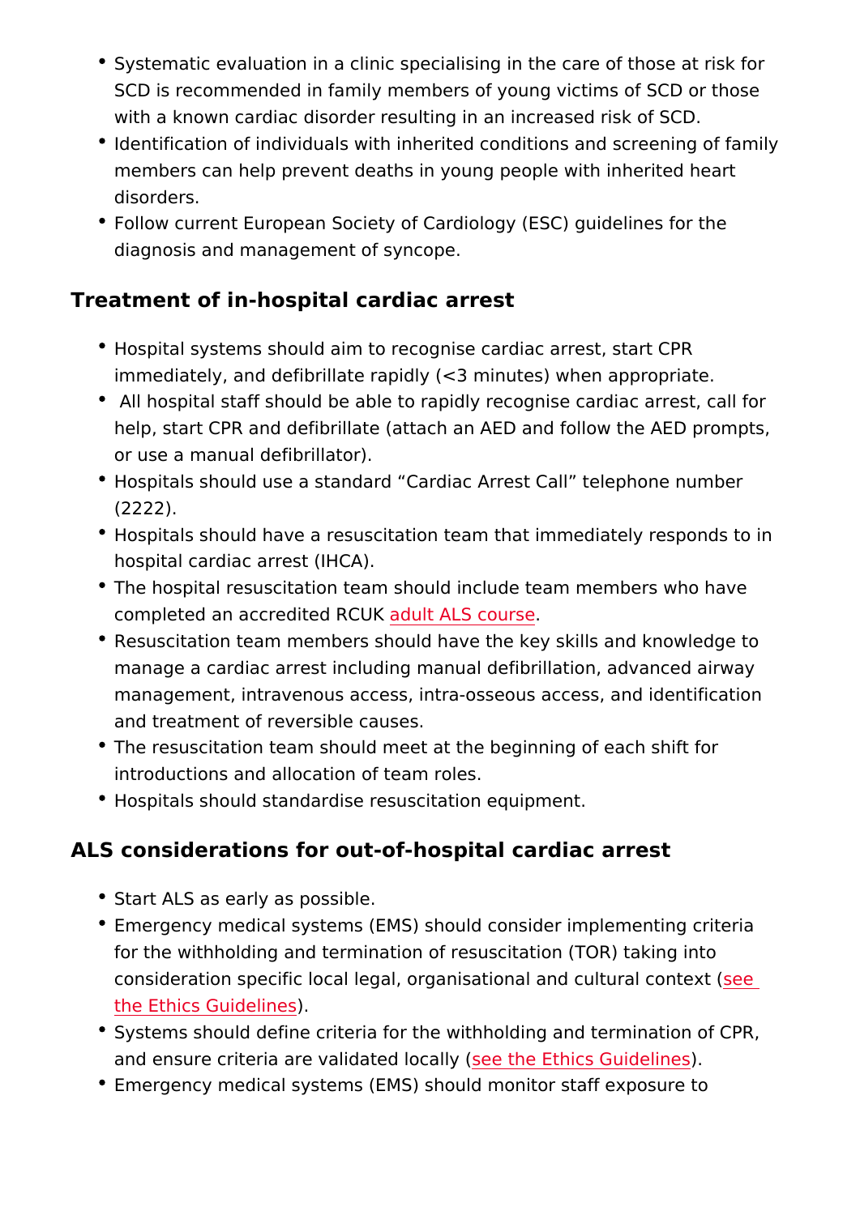- Systematic evaluation in a clinic specialising in the care of those at risk for SCD is recommended in family members of young victims of SCD or those with a known cardiac disorder resulting in an increased risk of SCD.
- Identification of individuals with inherited conditions and screening of family members can help prevent deaths in young people with inherited heart disorders.
- Follow current European Society of Cardiology (ESC) guidelines for the diagnosis and management of syncope.

## Treatment of in-hospital cardiac arrest

- Hospital systems should aim to recognise cardiac arrest, start CPR immediately, and defibrillate rapidly (<3 minutes) when appropriate.
- All hospital staff should be able to rapidly recognise cardiac arrest, call for help, start CPR and defibrillate (attach an AED and follow the AED prompts, or use a manual defibrillator).
- Hospitals should use a standard "Cardiac Arrest Call" telephone number (2222).
- Hospitals should have a resuscitation team that immediately responds to in hospital cardiac arrest (IHCA).
- The hospital resuscitation team should include team members who have completed an accredited RCUK adult ALS course.
- Resuscitation team members should have the key skills and knowledge to manage a cardiac arrest including manual defibrillation, advanced airway management, intravenous access, intra-osseous access, and identification and treatment of reversible causes.
- The resuscitation team should meet at the beginning of each shift for introductions and allocation of team roles.
- Hospitals should standardise resuscitation equipment.

## ALS considerations for out-of-hospital cardiac arrest

- Start ALS as early as possible.
- Emergency medical systems (EMS) should consider implementing criteria for the withholding and termination of resuscitation (TOR) taking into consideration specific local legal, organisational and cultural context (see the Ethics Guidelines).
- Systems should define criteria for the withholding and termination of CPR, and ensure criteria are validated locally (see the Ethics Guidelines).
- Emergency medical systems (EMS) should monitor staff exposure to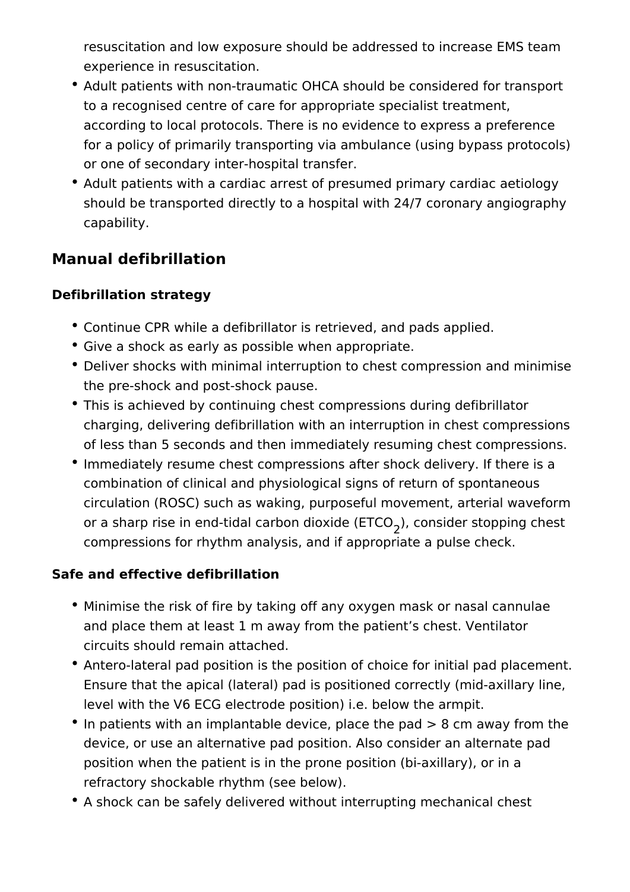resuscitation and low exposure should be addressed to increase EMS team experience in resuscitation.
- Adult patients with non-traumatic OHCA should be considered for transport to a recognised centre of care for appropriate specialist treatment, according to local protocols. There is no evidence to express a preference for a policy of primarily transporting via ambulance (using bypass protocols) or one of secondary inter-hospital transfer.
- Adult patients with a cardiac arrest of presumed primary cardiac aetiology should be transported directly to a hospital with 24/7 coronary angiography capability.

## Manual defibrillation

### Defibrillation strategy

- Continue CPR while a defibrillator is retrieved, and pads applied.
- Give a shock as early as possible when appropriate.
- Deliver shocks with minimal interruption to chest compression and minimise the pre-shock and post-shock pause.
- This is achieved by continuing chest compressions during defibrillator charging, delivering defibrillation with an interruption in chest compressions of less than 5 seconds and then immediately resuming chest compressions.
- Immediately resume chest compressions after shock delivery. If there is a combination of clinical and physiological signs of return of spontaneous circulation (ROSC) such as waking, purposeful movement, arterial waveform or a sharp rise in end-tidal carbon dioxide ($ETCO_2$), consider stopping chest compressions for rhythm analysis, and if appropriate a pulse check.

### Safe and effective defibrillation

- Minimise the risk of fire by taking off any oxygen mask or nasal cannulae and place them at least 1 m away from the patient's chest. Ventilator circuits should remain attached.
- Antero-lateral pad position is the position of choice for initial pad placement. Ensure that the apical (lateral) pad is positioned correctly (mid-axillary line, level with the V6 ECG electrode position) i.e. below the armpit.
- In patients with an implantable device, place the pad > 8 cm away from the device, or use an alternative pad position. Also consider an alternate pad position when the patient is in the prone position (bi-axillary), or in a refractory shockable rhythm (see below).
- A shock can be safely delivered without interrupting mechanical chest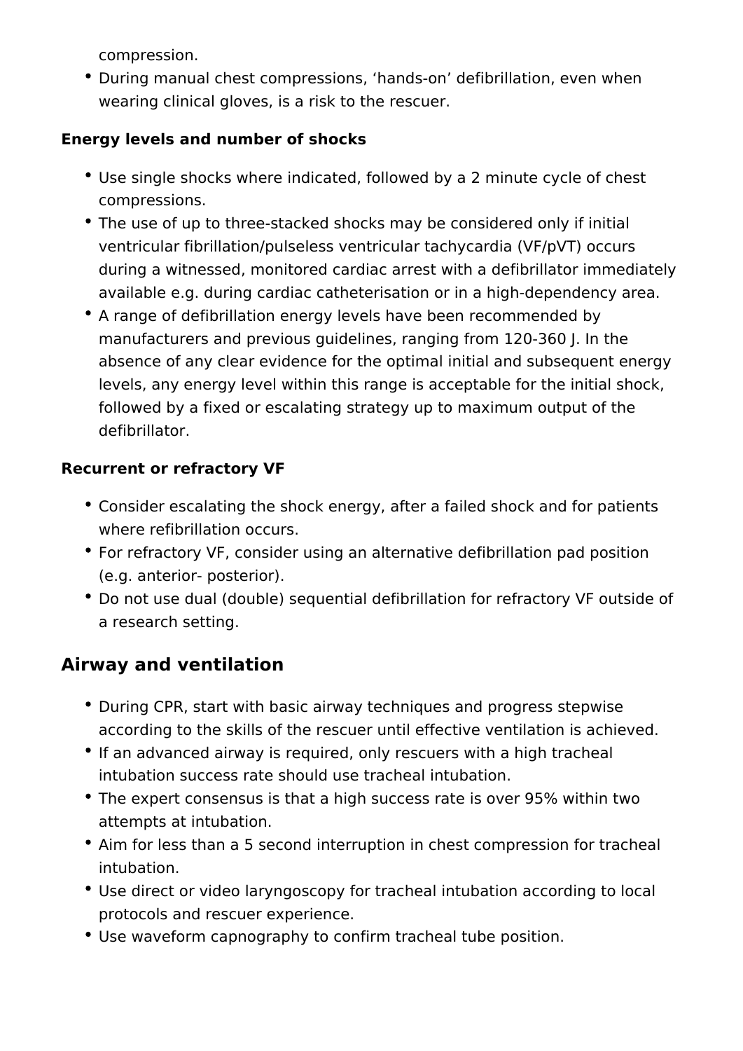compression.
- During manual chest compressions, ‘hands-on’ defibrillation, even when wearing clinical gloves, is a risk to the rescuer.

**Energy levels and number of shocks**

- Use single shocks where indicated, followed by a 2 minute cycle of chest compressions.
- The use of up to three-stacked shocks may be considered only if initial ventricular fibrillation/pulseless ventricular tachycardia (VF/pVT) occurs during a witnessed, monitored cardiac arrest with a defibrillator immediately available e.g. during cardiac catheterisation or in a high-dependency area.
- A range of defibrillation energy levels have been recommended by manufacturers and previous guidelines, ranging from 120-360 J. In the absence of any clear evidence for the optimal initial and subsequent energy levels, any energy level within this range is acceptable for the initial shock, followed by a fixed or escalating strategy up to maximum output of the defibrillator.

**Recurrent or refractory VF**

- Consider escalating the shock energy, after a failed shock and for patients where refibrillation occurs.
- For refractory VF, consider using an alternative defibrillation pad position (e.g. anterior- posterior).
- Do not use dual (double) sequential defibrillation for refractory VF outside of a research setting.

## Airway and ventilation

- During CPR, start with basic airway techniques and progress stepwise according to the skills of the rescuer until effective ventilation is achieved.
- If an advanced airway is required, only rescuers with a high tracheal intubation success rate should use tracheal intubation.
- The expert consensus is that a high success rate is over 95% within two attempts at intubation.
- Aim for less than a 5 second interruption in chest compression for tracheal intubation.
- Use direct or video laryngoscopy for tracheal intubation according to local protocols and rescuer experience.
- Use waveform capnography to confirm tracheal tube position.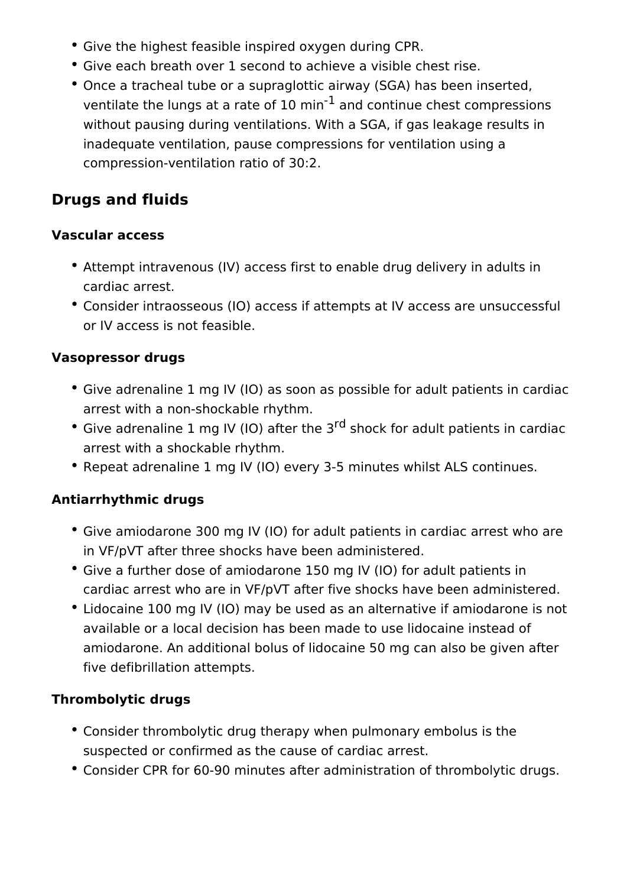- Give the highest feasible inspired oxygen during CPR.
- Give each breath over 1 second to achieve a visible chest rise.
- Once a tracheal tube or a supraglottic airway (SGA) has been inserted, ventilate the lungs at a rate of 10 $min^{-1}$ and continue chest compressions without pausing during ventilations. With a SGA, if gas leakage results in inadequate ventilation, pause compressions for ventilation using a compression-ventilation ratio of 30:2.

## Drugs and fluids

### Vascular access

- Attempt intravenous (IV) access first to enable drug delivery in adults in cardiac arrest.
- Consider intraosseous (IO) access if attempts at IV access are unsuccessful or IV access is not feasible.

### Vasopressor drugs

- Give adrenaline 1 mg IV (IO) as soon as possible for adult patients in cardiac arrest with a non-shockable rhythm.
- Give adrenaline 1 mg IV (IO) after the 3$^{rd}$ shock for adult patients in cardiac arrest with a shockable rhythm.
- Repeat adrenaline 1 mg IV (IO) every 3-5 minutes whilst ALS continues.

### Antiarrhythmic drugs

- Give amiodarone 300 mg IV (IO) for adult patients in cardiac arrest who are in VF/pVT after three shocks have been administered.
- Give a further dose of amiodarone 150 mg IV (IO) for adult patients in cardiac arrest who are in VF/pVT after five shocks have been administered.
- Lidocaine 100 mg IV (IO) may be used as an alternative if amiodarone is not available or a local decision has been made to use lidocaine instead of amiodarone. An additional bolus of lidocaine 50 mg can also be given after five defibrillation attempts.

### Thrombolytic drugs

- Consider thrombolytic drug therapy when pulmonary embolus is the suspected or confirmed as the cause of cardiac arrest.
- Consider CPR for 60-90 minutes after administration of thrombolytic drugs.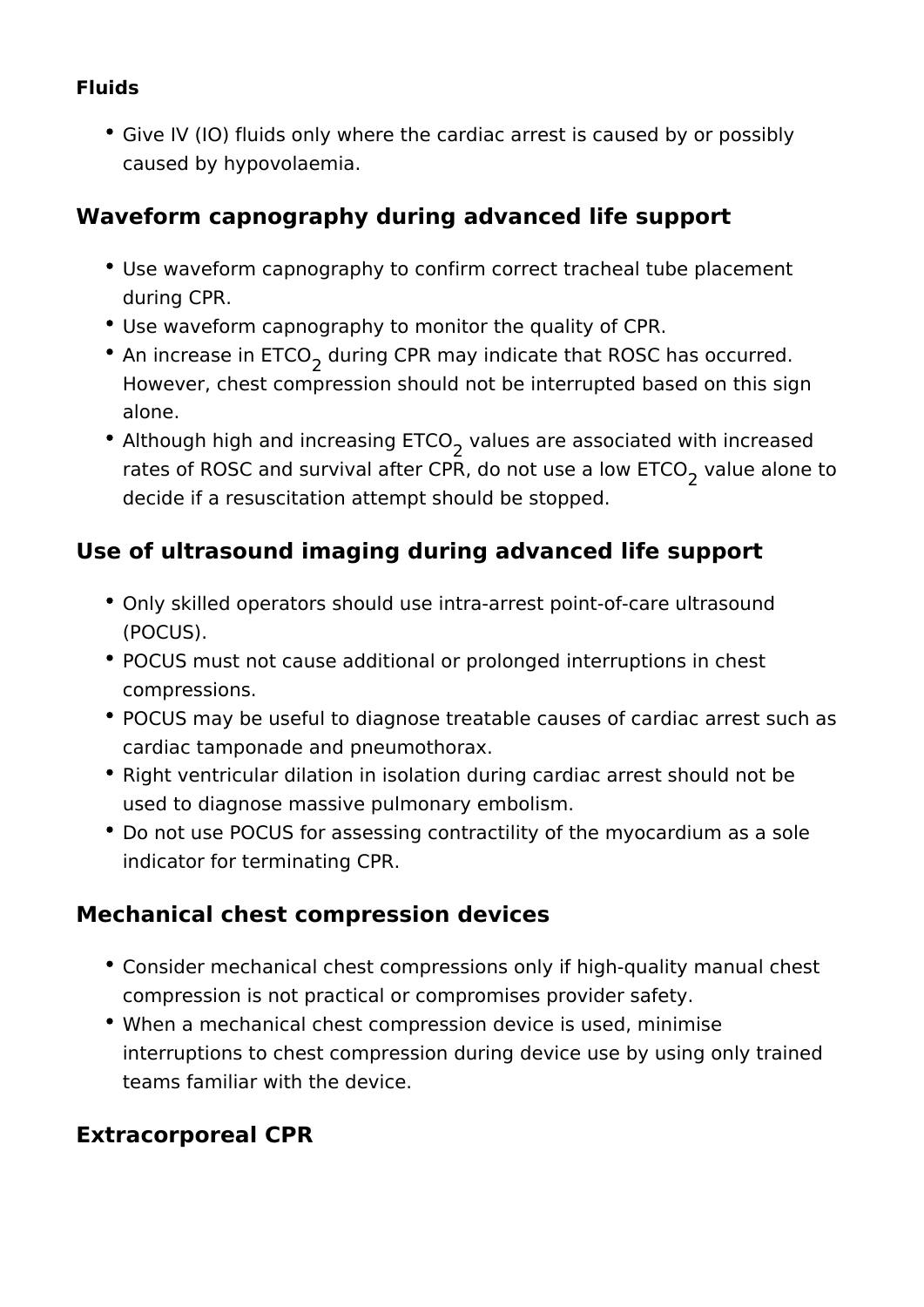**Fluids**

- Give IV (IO) fluids only where the cardiac arrest is caused by or possibly caused by hypovolaemia.

## Waveform capnography during advanced life support

- Use waveform capnography to confirm correct tracheal tube placement during CPR.
- Use waveform capnography to monitor the quality of CPR.
- An increase in $ETCO_2$ during CPR may indicate that ROSC has occurred. However, chest compression should not be interrupted based on this sign alone.
- Although high and increasing $ETCO_2$ values are associated with increased rates of ROSC and survival after CPR, do not use a low $ETCO_2$ value alone to decide if a resuscitation attempt should be stopped.

## Use of ultrasound imaging during advanced life support

- Only skilled operators should use intra-arrest point-of-care ultrasound (POCUS).
- POCUS must not cause additional or prolonged interruptions in chest compressions.
- POCUS may be useful to diagnose treatable causes of cardiac arrest such as cardiac tamponade and pneumothorax.
- Right ventricular dilation in isolation during cardiac arrest should not be used to diagnose massive pulmonary embolism.
- Do not use POCUS for assessing contractility of the myocardium as a sole indicator for terminating CPR.

## Mechanical chest compression devices

- Consider mechanical chest compressions only if high-quality manual chest compression is not practical or compromises provider safety.
- When a mechanical chest compression device is used, minimise interruptions to chest compression during device use by using only trained teams familiar with the device.

## Extracorporeal CPR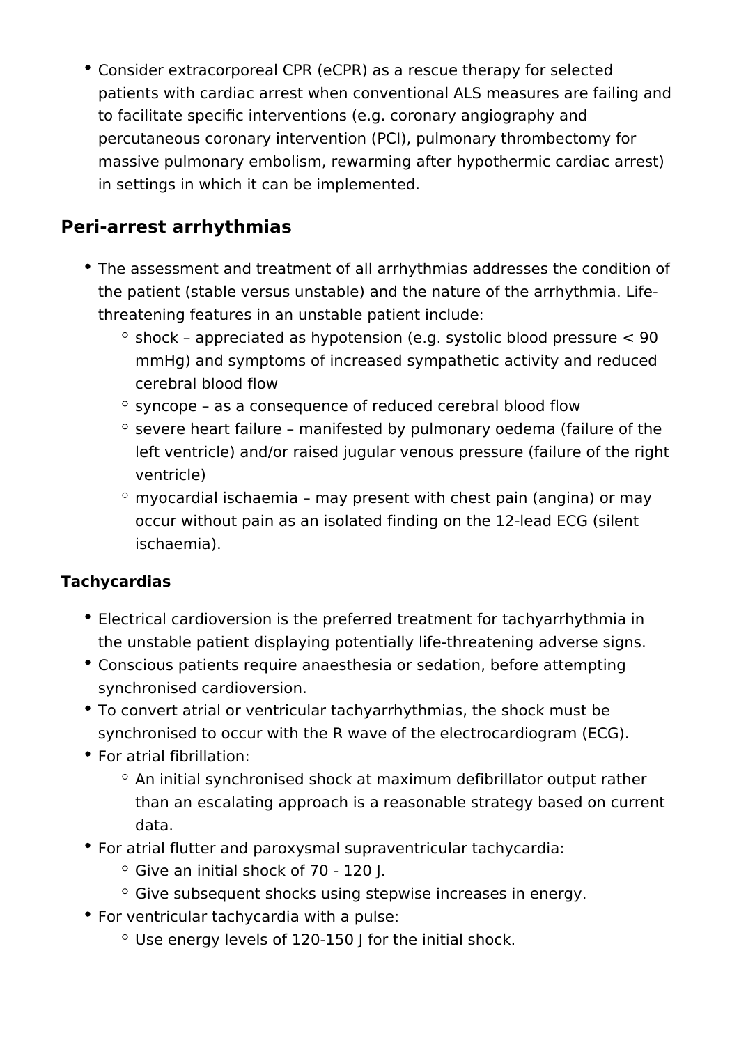- Consider extracorporeal CPR (eCPR) as a rescue therapy for selected patients with cardiac arrest when conventional ALS measures are failing and to facilitate specific interventions (e.g. coronary angiography and percutaneous coronary intervention (PCI), pulmonary thrombectomy for massive pulmonary embolism, rewarming after hypothermic cardiac arrest) in settings in which it can be implemented.

## Peri-arrest arrhythmias

- The assessment and treatment of all arrhythmias addresses the condition of the patient (stable versus unstable) and the nature of the arrhythmia. Life-threatening features in an unstable patient include:
  - shock – appreciated as hypotension (e.g. systolic blood pressure < 90 mmHg) and symptoms of increased sympathetic activity and reduced cerebral blood flow
  - syncope – as a consequence of reduced cerebral blood flow
  - severe heart failure – manifested by pulmonary oedema (failure of the left ventricle) and/or raised jugular venous pressure (failure of the right ventricle)
  - myocardial ischaemia – may present with chest pain (angina) or may occur without pain as an isolated finding on the 12-lead ECG (silent ischaemia).

### Tachycardias

- Electrical cardioversion is the preferred treatment for tachyarrhythmia in the unstable patient displaying potentially life-threatening adverse signs.
- Conscious patients require anaesthesia or sedation, before attempting synchronised cardioversion.
- To convert atrial or ventricular tachyarrhythmias, the shock must be synchronised to occur with the R wave of the electrocardiogram (ECG).
- For atrial fibrillation:
  - An initial synchronised shock at maximum defibrillator output rather than an escalating approach is a reasonable strategy based on current data.
- For atrial flutter and paroxysmal supraventricular tachycardia:
  - Give an initial shock of 70 - 120 J.
  - Give subsequent shocks using stepwise increases in energy.
- For ventricular tachycardia with a pulse:
  - Use energy levels of 120-150 J for the initial shock.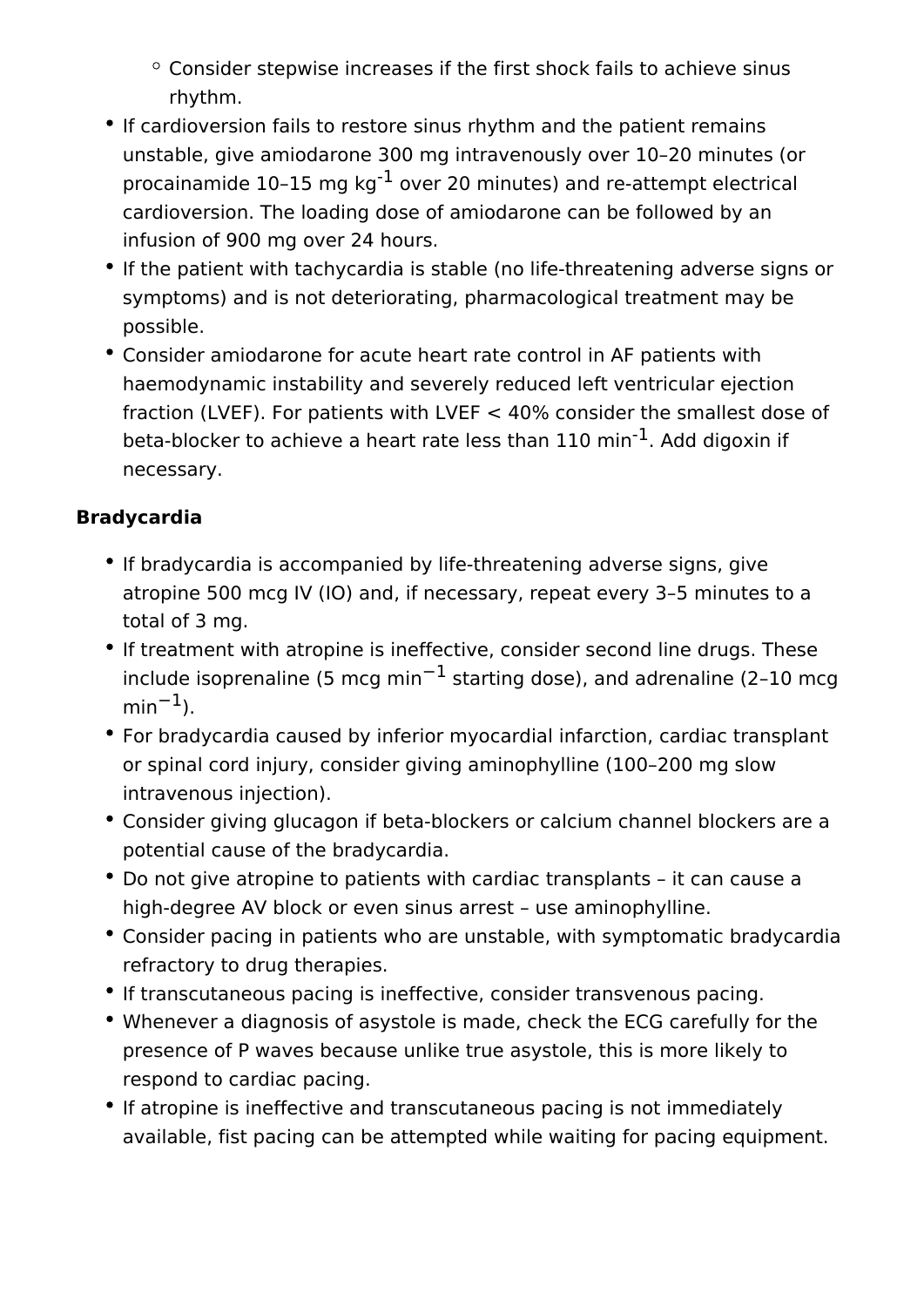- Consider stepwise increases if the first shock fails to achieve sinus rhythm.
- If cardioversion fails to restore sinus rhythm and the patient remains unstable, give amiodarone 300 mg intravenously over 10–20 minutes (or procainamide 10–15 mg $kg^{-1}$ over 20 minutes) and re-attempt electrical cardioversion. The loading dose of amiodarone can be followed by an infusion of 900 mg over 24 hours.
- If the patient with tachycardia is stable (no life-threatening adverse signs or symptoms) and is not deteriorating, pharmacological treatment may be possible.
- Consider amiodarone for acute heart rate control in AF patients with haemodynamic instability and severely reduced left ventricular ejection fraction (LVEF). For patients with LVEF < 40% consider the smallest dose of beta-blocker to achieve a heart rate less than 110 $min^{-1}$. Add digoxin if necessary.

**Bradycardia**

- If bradycardia is accompanied by life-threatening adverse signs, give atropine 500 mcg IV (IO) and, if necessary, repeat every 3–5 minutes to a total of 3 mg.
- If treatment with atropine is ineffective, consider second line drugs. These include isoprenaline (5 mcg $min^{-1}$ starting dose), and adrenaline (2–10 mcg $min^{-1}$).
- For bradycardia caused by inferior myocardial infarction, cardiac transplant or spinal cord injury, consider giving aminophylline (100–200 mg slow intravenous injection).
- Consider giving glucagon if beta-blockers or calcium channel blockers are a potential cause of the bradycardia.
- Do not give atropine to patients with cardiac transplants – it can cause a high-degree AV block or even sinus arrest – use aminophylline.
- Consider pacing in patients who are unstable, with symptomatic bradycardia refractory to drug therapies.
- If transcutaneous pacing is ineffective, consider transvenous pacing.
- Whenever a diagnosis of asystole is made, check the ECG carefully for the presence of P waves because unlike true asystole, this is more likely to respond to cardiac pacing.
- If atropine is ineffective and transcutaneous pacing is not immediately available, fist pacing can be attempted while waiting for pacing equipment.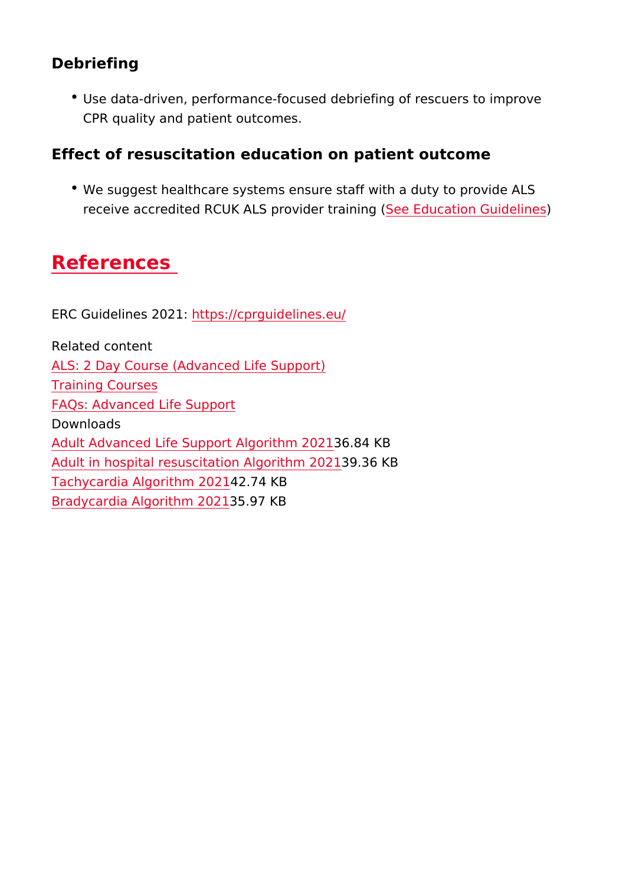### Debriefing

- Use data-driven, performance-focused debriefing of rescuers to improve CPR quality and patient outcomes.

### Effect of resuscitation education on patient outcome

- We suggest healthcare systems ensure staff with a duty to provide ALS receive accredited RCUK ALS provider training (See Education Guidelines)

## References

ERC Guidelines 2021: https://cprguidelines.eu/

Related content

ALS: 2 Day Course (Advanced Life Support)

Training Courses

FAQs: Advanced Life Support

Downloads

Adult Advanced Life Support Algorithm 2021 36.84 KB

Adult in hospital resuscitation Algorithm 2021 39.36 KB

Tachycardia Algorithm 2021 42.74 KB

Bradycardia Algorithm 2021 35.97 KB